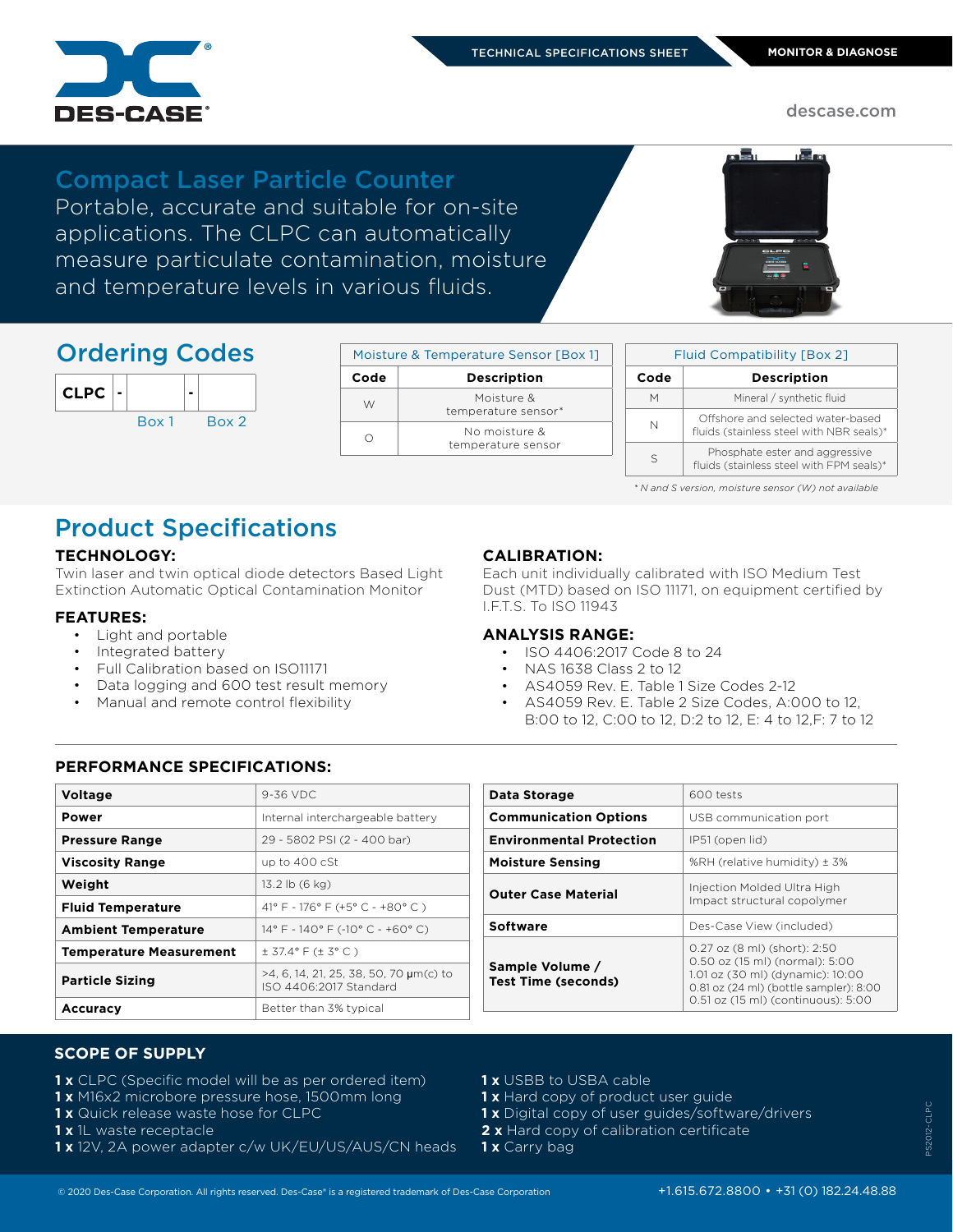TECHNICAL SPECIFICATIONS SHEET | MONITOR & DIAGNOSE

DES-CASE®

descase.com

# Compact Laser Particle Counter

Portable, accurate and suitable for on-site applications. The CLPC can automatically measure particulate contamination, moisture and temperature levels in various fluids.

## Ordering Codes

| CLPC | - | | - | |
|---|---|---|---|---|
| | | Box 1 | | Box 2 |

| Moisture & Temperature Sensor [Box 1] | |
|---|---|
| **Code** | **Description** |
| W | Moisture & temperature sensor* |
| O | No moisture & temperature sensor |

| Fluid Compatibility [Box 2] | |
|---|---|
| **Code** | **Description** |
| M | Mineral / synthetic fluid |
| N | Offshore and selected water-based fluids (stainless steel with NBR seals)* |
| S | Phosphate ester and aggressive fluids (stainless steel with FPM seals)* |

*\* N and S version, moisture sensor (W) not available*

## Product Specifications

### TECHNOLOGY:

Twin laser and twin optical diode detectors Based Light Extinction Automatic Optical Contamination Monitor

### FEATURES:

- Light and portable
- Integrated battery
- Full Calibration based on ISO11171
- Data logging and 600 test result memory
- Manual and remote control flexibility

### CALIBRATION:

Each unit individually calibrated with ISO Medium Test Dust (MTD) based on ISO 11171, on equipment certified by I.F.T.S. To ISO 11943

### ANALYSIS RANGE:

- ISO 4406:2017 Code 8 to 24
- NAS 1638 Class 2 to 12
- AS4059 Rev. E. Table 1 Size Codes 2-12
- AS4059 Rev. E. Table 2 Size Codes, A:000 to 12, B:00 to 12, C:00 to 12, D:2 to 12, E: 4 to 12,F: 7 to 12

### PERFORMANCE SPECIFICATIONS:

| | |
|---|---|
| **Voltage** | 9-36 VDC |
| **Power** | Internal interchargeable battery |
| **Pressure Range** | 29 - 5802 PSI (2 - 400 bar) |
| **Viscosity Range** | up to 400 cSt |
| **Weight** | 13.2 lb (6 kg) |
| **Fluid Temperature** | 41° F - 176° F (+5° C - +80° C ) |
| **Ambient Temperature** | 14° F - 140° F (-10° C - +60° C) |
| **Temperature Measurement** | ± 37.4° F (± 3° C ) |
| **Particle Sizing** | >4, 6, 14, 21, 25, 38, 50, 70 μm(c) to ISO 4406:2017 Standard |
| **Accuracy** | Better than 3% typical |

| | |
|---|---|
| **Data Storage** | 600 tests |
| **Communication Options** | USB communication port |
| **Environmental Protection** | IP51 (open lid) |
| **Moisture Sensing** | %RH (relative humidity) ± 3% |
| **Outer Case Material** | Injection Molded Ultra High Impact structural copolymer |
| **Software** | Des-Case View (included) |
| **Sample Volume / Test Time (seconds)** | 0.27 oz (8 ml) (short): 2:50<br>0.50 oz (15 ml) (normal): 5:00<br>1.01 oz (30 ml) (dynamic): 10:00<br>0.81 oz (24 ml) (bottle sampler): 8:00<br>0.51 oz (15 ml) (continuous): 5:00 |

### SCOPE OF SUPPLY

**1 x** CLPC (Specific model will be as per ordered item)
**1 x** M16x2 microbore pressure hose, 1500mm long
**1 x** Quick release waste hose for CLPC
**1 x** 1L waste receptacle
**1 x** 12V, 2A power adapter c/w UK/EU/US/AUS/CN heads
**1 x** USBB to USBA cable
**1 x** Hard copy of product user guide
**1 x** Digital copy of user guides/software/drivers
**2 x** Hard copy of calibration certificate
**1 x** Carry bag

PS2012-CLPC

© 2020 Des-Case Corporation. All rights reserved. Des-Case® is a registered trademark of Des-Case Corporation

+1.615.672.8800 • +31 (0) 182.24.48.88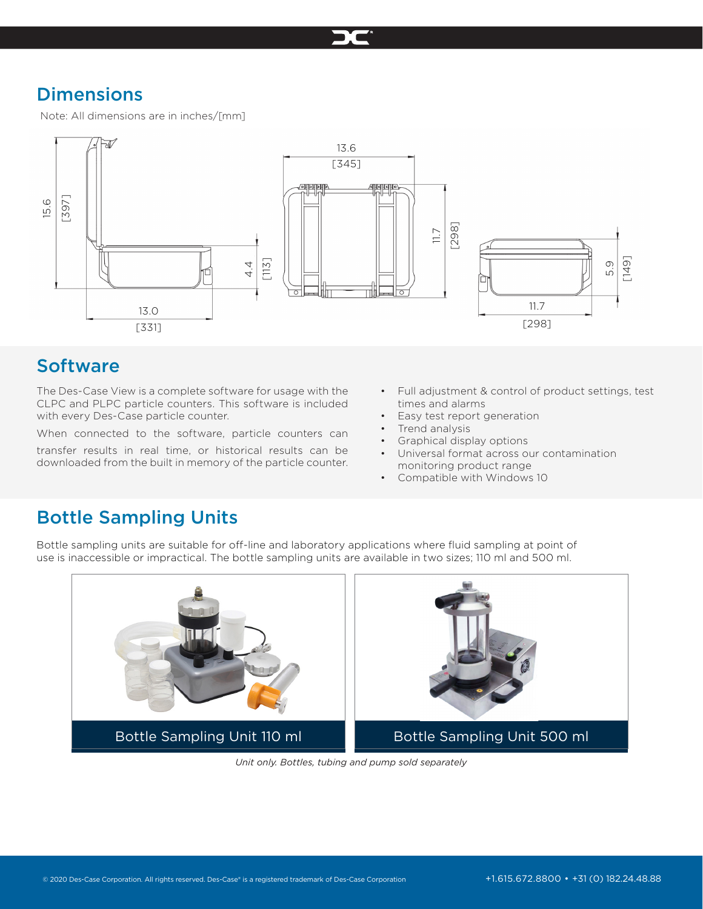## Dimensions

Note: All dimensions are in inches/[mm]

15.6
[397]

4.4
[113]

13.0
[331]

13.6
[345]

11.7
[298]

5.9
[149]

11.7
[298]

## Software

The Des-Case View is a complete software for usage with the CLPC and PLPC particle counters. This software is included with every Des-Case particle counter.

When connected to the software, particle counters can transfer results in real time, or historical results can be downloaded from the built in memory of the particle counter.

- Full adjustment & control of product settings, test times and alarms
- Easy test report generation
- Trend analysis
- Graphical display options
- Universal format across our contamination monitoring product range
- Compatible with Windows 10

## Bottle Sampling Units

Bottle sampling units are suitable for off-line and laboratory applications where fluid sampling at point of use is inaccessible or impractical. The bottle sampling units are available in two sizes; 110 ml and 500 ml.

Bottle Sampling Unit 110 ml

Bottle Sampling Unit 500 ml

*Unit only. Bottles, tubing and pump sold separately*

© 2020 Des-Case Corporation. All rights reserved. Des-Case® is a registered trademark of Des-Case Corporation

+1.615.672.8800 • +31 (0) 182.24.48.88